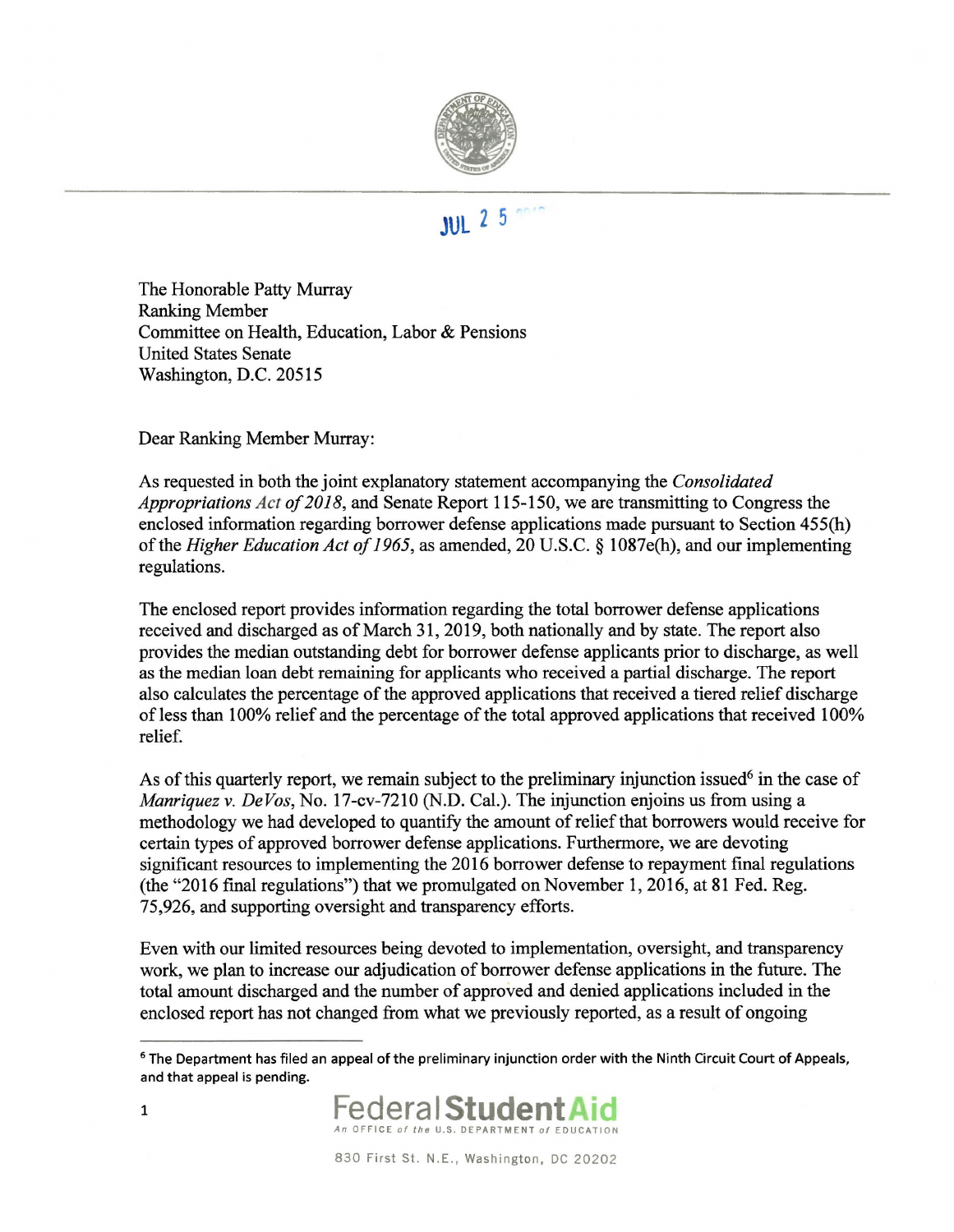JUL 2 5

The Honorable Patty Murray
Ranking Member
Committee on Health, Education, Labor & Pensions
United States Senate
Washington, D.C. 20515

Dear Ranking Member Murray:

As requested in both the joint explanatory statement accompanying the *Consolidated Appropriations Act of 2018*, and Senate Report 115-150, we are transmitting to Congress the enclosed information regarding borrower defense applications made pursuant to Section 455(h) of the *Higher Education Act of 1965*, as amended, 20 U.S.C. § 1087e(h), and our implementing regulations.

The enclosed report provides information regarding the total borrower defense applications received and discharged as of March 31, 2019, both nationally and by state. The report also provides the median outstanding debt for borrower defense applicants prior to discharge, as well as the median loan debt remaining for applicants who received a partial discharge. The report also calculates the percentage of the approved applications that received a tiered relief discharge of less than 100% relief and the percentage of the total approved applications that received 100% relief.

As of this quarterly report, we remain subject to the preliminary injunction issued[6] in the case of *Manriquez v. DeVos*, No. 17-cv-7210 (N.D. Cal.). The injunction enjoins us from using a methodology we had developed to quantify the amount of relief that borrowers would receive for certain types of approved borrower defense applications. Furthermore, we are devoting significant resources to implementing the 2016 borrower defense to repayment final regulations (the "2016 final regulations") that we promulgated on November 1, 2016, at 81 Fed. Reg. 75,926, and supporting oversight and transparency efforts.

Even with our limited resources being devoted to implementation, oversight, and transparency work, we plan to increase our adjudication of borrower defense applications in the future. The total amount discharged and the number of approved and denied applications included in the enclosed report has not changed from what we previously reported, as a result of ongoing

[6] The Department has filed an appeal of the preliminary injunction order with the Ninth Circuit Court of Appeals, and that appeal is pending.

Federal Student Aid
An OFFICE of the U.S. DEPARTMENT of EDUCATION

830 First St. N.E., Washington, DC 20202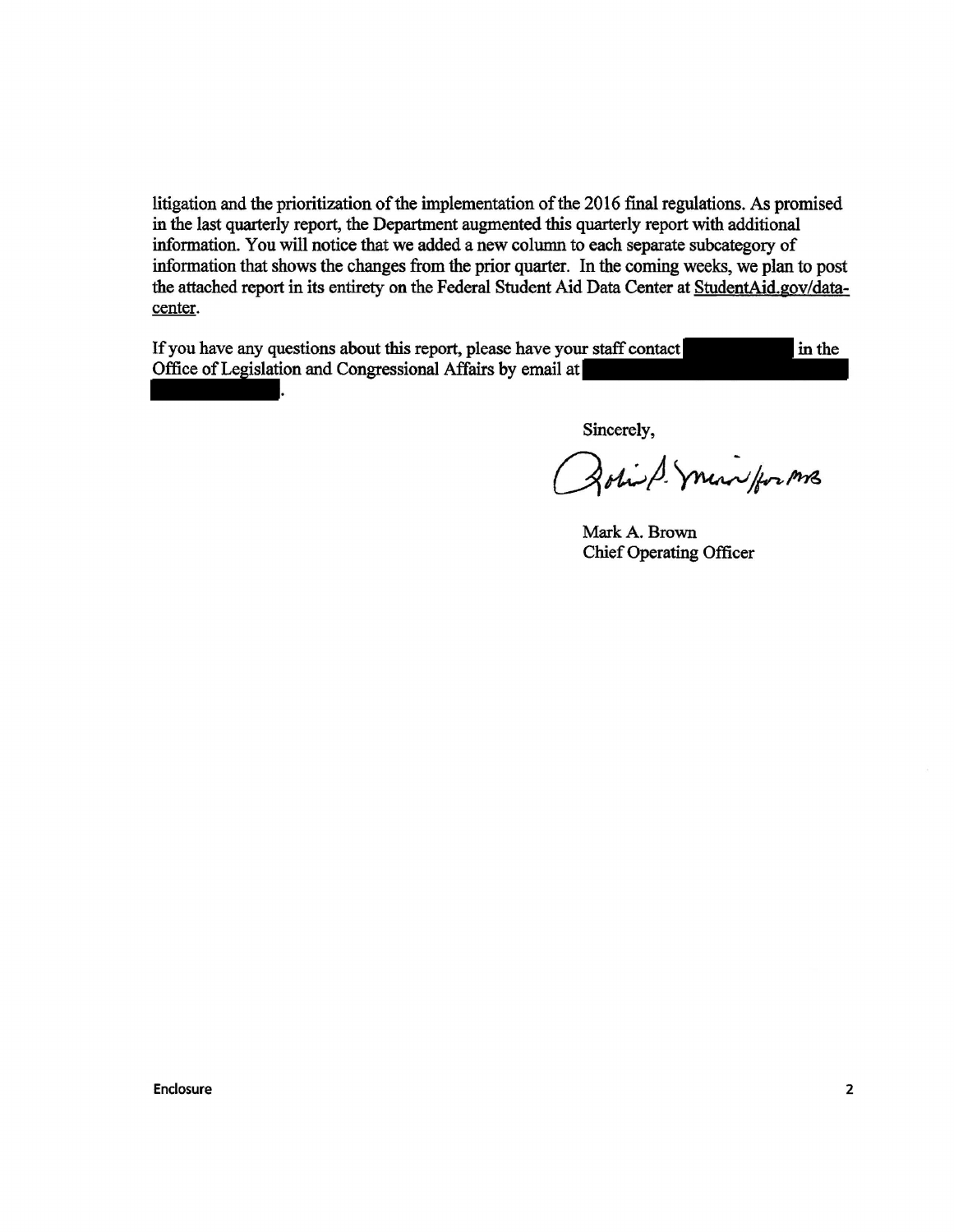litigation and the prioritization of the implementation of the 2016 final regulations. As promised in the last quarterly report, the Department augmented this quarterly report with additional information. You will notice that we added a new column to each separate subcategory of information that shows the changes from the prior quarter. In the coming weeks, we plan to post the attached report in its entirety on the Federal Student Aid Data Center at StudentAid.gov/data-center.

If you have any questions about this report, please have your staff contact [REDACTED] in the Office of Legislation and Congressional Affairs by email at [REDACTED].

Sincerely,

Robin S. Minor for MB

Mark A. Brown
Chief Operating Officer

Enclosure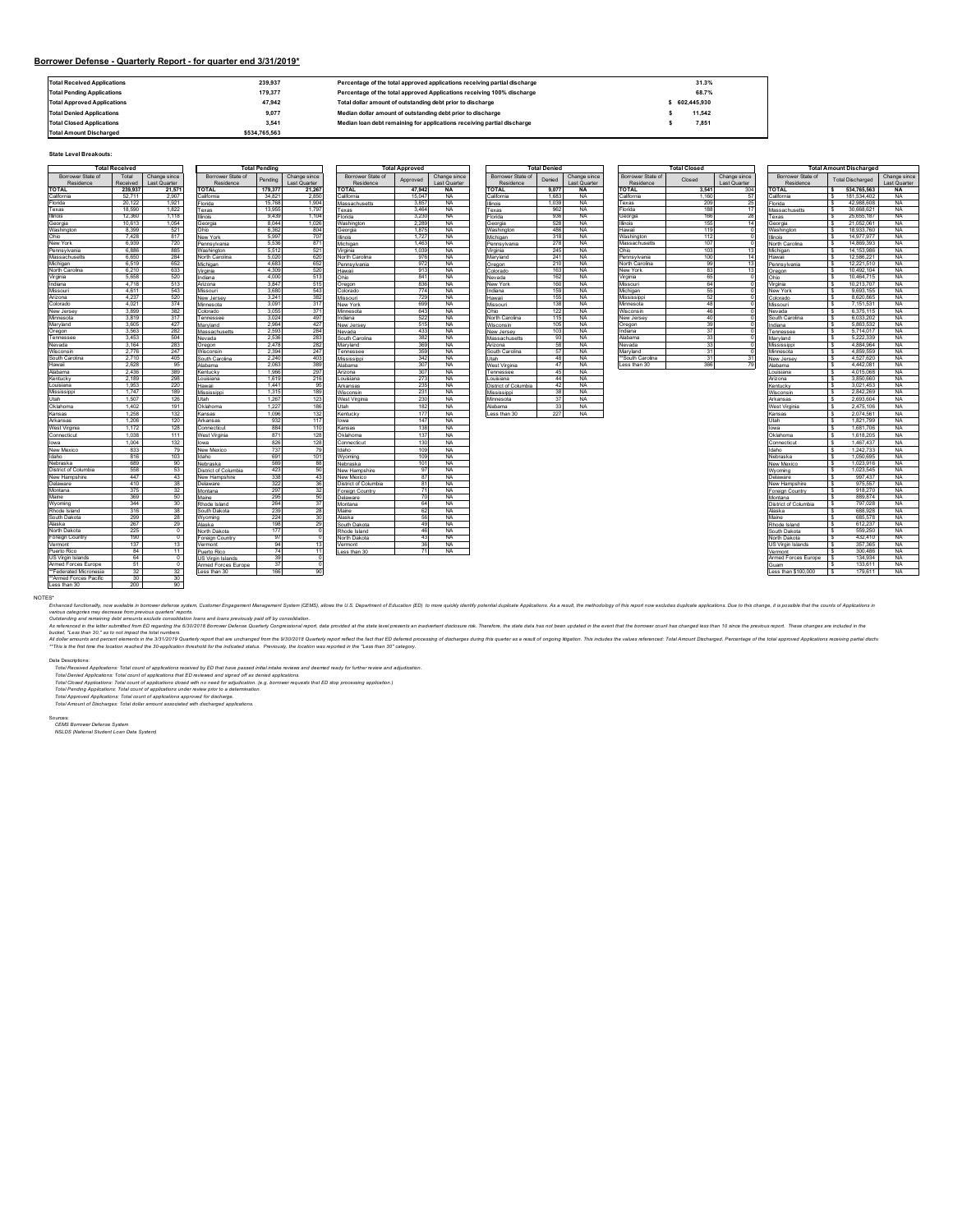## Borrower Defense - Quarterly Report - for quarter end 3/31/2019*

| | | | |
|---|---|---|---|
| **Total Received Applications** | 239,937 | Percentage of the total approved applications receiving partial discharge | 31.3% |
| **Total Pending Applications** | 179,377 | Percentage of the total approved Applications receiving 100% discharge | 68.7% |
| **Total Approved Applications** | 47,942 | Total dollar amount of outstanding debt prior to discharge | $ 602,445,930 |
| **Total Denied Applications** | 9,077 | Median dollar amount of outstanding debt prior to discharge | $ 11,542 |
| **Total Closed Applications** | 3,541 | Median loan debt remaining for applications receiving partial discharge | $ 7,851 |
| **Total Amount Discharged** | $534,765,563 | | |

**State Level Breakouts:**

**Total Received**

| Borrower State of Residence | Total Received | Change since Last Quarter |
|---|---|---|
| **TOTAL** | **239,937** | **21,571** |
| California | 52,711 | 2,907 |
| Florida | 20,122 | 1,921 |
| Texas | 18,590 | 1,822 |
| Illinois | 12,360 | 1,118 |
| Georgia | 10,613 | 1,054 |
| Washington | 8,399 | 521 |
| Ohio | 7,428 | 817 |
| New York | 6,939 | 720 |
| Pennsylvania | 6,886 | 885 |
| Massachusetts | 6,650 | 284 |
| Michigan | 6,519 | 652 |
| North Carolina | 6,210 | 633 |
| Virginia | 5,658 | 520 |
| Indiana | 4,718 | 513 |
| Missouri | 4,611 | 543 |
| Arizona | 4,237 | 520 |
| Colorado | 4,021 | 374 |
| New Jersey | 3,899 | 382 |
| Minnesota | 3,619 | 317 |
| Maryland | 3,605 | 427 |
| Oregon | 3,563 | 282 |
| Tennessee | 3,453 | 504 |
| Nevada | 3,164 | 283 |
| Wisconsin | 2,776 | 247 |
| South Carolina | 2,710 | 405 |
| Hawaii | 2,628 | 95 |
| Alabama | 2,438 | 389 |
| Kentucky | 2,189 | 298 |
| Louisiana | 1,953 | 220 |
| Mississippi | 1,747 | 189 |
| Utah | 1,507 | 126 |
| Oklahoma | 1,402 | 191 |
| Kansas | 1,268 | 132 |
| Arkansas | 1,206 | 120 |
| West Virginia | 1,172 | 128 |
| Connecticut | 1,038 | 111 |
| Iowa | 1,004 | 132 |
| New Mexico | 833 | 79 |
| Idaho | 816 | 103 |
| Nebraska | 689 | 90 |
| District of Columbia | 558 | 53 |
| New Hampshire | 447 | 43 |
| Delaware | 410 | 38 |
| Montana | 375 | 32 |
| Maine | 369 | 50 |
| Wyoming | 344 | 30 |
| Rhode Island | 316 | 38 |
| South Dakota | 299 | 28 |
| Alaska | 267 | 29 |
| North Dakota | 225 | 0 |
| Foreign Country | 190 | 0 |
| Vermont | 137 | 13 |
| Puerto Rico | 84 | 11 |
| US Virgin Islands | 64 | 0 |
| Armed Forces Europe | 51 | 0 |
| **Federated Micronesia | 32 | 32 |
| **Armed Forces Pacific | 30 | 30 |
| Less than 30 | 200 | 90 |

**Total Pending**

| Borrower State of Residence | Pending | Change since Last Quarter |
|---|---|---|
| **TOTAL** | **179,377** | **21,267** |
| California | 34,821 | 2,850 |
| Florida | 15,768 | 1,904 |
| Texas | 13,965 | 1,797 |
| Illinois | 9,439 | 1,104 |
| Georgia | 8,044 | 1,026 |
| Ohio | 6,362 | 804 |
| New York | 5,997 | 707 |
| Pennsylvania | 5,536 | 871 |
| Washington | 5,512 | 521 |
| North Carolina | 5,020 | 620 |
| Michigan | 4,683 | 652 |
| Virginia | 4,309 | 520 |
| Indiana | 4,000 | 513 |
| Arizona | 3,847 | 515 |
| Missouri | 3,680 | 543 |
| New Jersey | 3,241 | 382 |
| Minnesota | 3,091 | 317 |
| Colorado | 3,055 | 371 |
| Tennessee | 3,024 | 497 |
| Maryland | 2,964 | 427 |
| Massachusetts | 2,593 | 284 |
| Nevada | 2,536 | 283 |
| Oregon | 2,478 | 282 |
| Wisconsin | 2,394 | 247 |
| South Carolina | 2,240 | 403 |
| Alabama | 2,083 | 389 |
| Kentucky | 1,966 | 297 |
| Louisiana | 1,619 | 216 |
| Hawaii | 1,441 | 95 |
| Mississippi | 1,315 | 189 |
| Utah | 1,267 | 123 |
| Oklahoma | 1,227 | 186 |
| Kansas | 1,096 | 132 |
| Arkansas | 932 | 117 |
| Connecticut | 884 | 110 |
| West Virginia | 871 | 128 |
| Iowa | 826 | 128 |
| New Mexico | 737 | 79 |
| Idaho | 691 | 101 |
| Nebraska | 589 | 88 |
| District of Columbia | 423 | 50 |
| New Hampshire | 338 | 43 |
| Delaware | 322 | 36 |
| Montana | 297 | 32 |
| Maine | 295 | 50 |
| Rhode Island | 264 | 37 |
| South Dakota | 239 | 28 |
| Wyoming | 224 | 30 |
| Alaska | 198 | 29 |
| North Dakota | 177 | 0 |
| Foreign Country | 97 | 0 |
| Vermont | 94 | 13 |
| Puerto Rico | 74 | 11 |
| US Virgin Islands | 39 | 0 |
| Armed Forces Europe | 37 | 0 |
| Less than 30 | 166 | 90 |

**Total Approved**

| Borrower State of Residence | Approved | Change since Last Quarter |
|---|---|---|
| **TOTAL** | **47,942** | **NA** |
| California | 15,047 | NA |
| Massachusetts | 3,857 | NA |
| Texas | 3,464 | NA |
| Florida | 3,230 | NA |
| Washington | 2,289 | NA |
| Georgia | 1,875 | NA |
| Illinois | 1,727 | NA |
| Michigan | 1,463 | NA |
| Virginia | 1,039 | NA |
| North Carolina | 976 | NA |
| Pennsylvania | 972 | NA |
| Hawaii | 913 | NA |
| Ohio | 841 | NA |
| Oregon | 836 | NA |
| Colorado | 774 | NA |
| Missouri | 729 | NA |
| New York | 699 | NA |
| Minnesota | 643 | NA |
| Indiana | 522 | NA |
| New Jersey | 515 | NA |
| Nevada | 433 | NA |
| South Carolina | 382 | NA |
| Maryland | 369 | NA |
| Tennessee | 359 | NA |
| Mississippi | 342 | NA |
| Alabama | 307 | NA |
| Arizona | 307 | NA |
| Louisiana | 273 | NA |
| Arkansas | 235 | NA |
| Wisconsin | 231 | NA |
| West Virginia | 230 | NA |
| Utah | 182 | NA |
| Kentucky | 177 | NA |
| Iowa | 147 | NA |
| Kansas | 138 | NA |
| Oklahoma | 137 | NA |
| Connecticut | 130 | NA |
| Idaho | 109 | NA |
| Wyoming | 109 | NA |
| Nebraska | 101 | NA |
| New Hampshire | 97 | NA |
| New Mexico | 87 | NA |
| District of Columbia | 81 | NA |
| Foreign Country | 71 | NA |
| Delaware | 70 | NA |
| Montana | 64 | NA |
| Maine | 62 | NA |
| Alaska | 56 | NA |
| South Dakota | 49 | NA |
| Rhode Island | 46 | NA |
| North Dakota | 43 | NA |
| Vermont | 36 | NA |
| Less than 30 | 71 | NA |

**Total Denied**

| Borrower State of Residence | Denied | Change since Last Quarter |
|---|---|---|
| **TOTAL** | **9,077** | **NA** |
| California | 1,683 | NA |
| Illinois | 1,039 | NA |
| Texas | 962 | NA |
| Florida | 936 | NA |
| Georgia | 528 | NA |
| Washington | 486 | NA |
| Michigan | 318 | NA |
| Pennsylvania | 278 | NA |
| Virginia | 245 | NA |
| Maryland | 241 | NA |
| Oregon | 210 | NA |
| Colorado | 163 | NA |
| Nevada | 162 | NA |
| New York | 160 | NA |
| Indiana | 159 | NA |
| Hawaii | 155 | NA |
| Missouri | 138 | NA |
| Ohio | 122 | NA |
| North Carolina | 115 | NA |
| Wisconsin | 105 | NA |
| New Jersey | 103 | NA |
| Massachusetts | 93 | NA |
| Arizona | 58 | NA |
| South Carolina | 57 | NA |
| Utah | 48 | NA |
| West Virginia | 47 | NA |
| Tennessee | 45 | NA |
| Louisiana | 44 | NA |
| District of Columbia | 42 | NA |
| Mississippi | 38 | NA |
| Minnesota | 37 | NA |
| Alabama | 33 | NA |
| Less than 30 | 227 | NA |

**Total Closed**

| Borrower State of Residence | Closed | Change since Last Quarter |
|---|---|---|
| **TOTAL** | **3,541** | **304** |
| California | 1,160 | 57 |
| Texas | 209 | 25 |
| Florida | 188 | 17 |
| Georgia | 166 | 28 |
| Illinois | 155 | 14 |
| Hawaii | 119 | 0 |
| Washington | 112 | 0 |
| Massachusetts | 107 | 0 |
| Ohio | 103 | 13 |
| Pennsylvania | 100 | 14 |
| North Carolina | 99 | 13 |
| New York | 83 | 13 |
| Virginia | 65 | 0 |
| Missouri | 64 | 0 |
| Michigan | 55 | 0 |
| Mississippi | 52 | 0 |
| Minnesota | 48 | 0 |
| Wisconsin | 46 | 0 |
| New Jersey | 40 | 0 |
| Oregon | 39 | 0 |
| Indiana | 37 | 0 |
| Alabama | 33 | 0 |
| Nevada | 33 | 0 |
| Maryland | 31 | 0 |
| **South Carolina | 31 | 31 |
| Less than 30 | 366 | 79 |

**Total Amount Discharged**

| Borrower State of Residence | Total Discharged | Change since Last Quarter |
|---|---|---|
| **TOTAL** | **$ 534,765,563** | **NA** |
| California | $ 181,534,402 | NA |
| Florida | $ 42,988,608 | NA |
| Massachusetts | $ 30,668,621 | NA |
| Texas | $ 25,655,767 | NA |
| Georgia | $ 21,052,061 | NA |
| Washington | $ 18,933,760 | NA |
| Illinois | $ 14,977,977 | NA |
| North Carolina | $ 14,869,393 | NA |
| Michigan | $ 14,153,988 | NA |
| Hawaii | $ 12,586,221 | NA |
| Pennsylvania | $ 12,221,510 | NA |
| Oregon | $ 10,492,104 | NA |
| Ohio | $ 10,464,715 | NA |
| Virginia | $ 10,213,707 | NA |
| New York | $ 9,693,155 | NA |
| Colorado | $ 8,620,865 | NA |
| Missouri | $ 7,151,531 | NA |
| Nevada | $ 6,375,115 | NA |
| South Carolina | $ 6,033,202 | NA |
| Indiana | $ 5,863,532 | NA |
| Tennessee | $ 5,714,017 | NA |
| Maryland | $ 5,222,339 | NA |
| Mississippi | $ 4,884,964 | NA |
| Minnesota | $ 4,859,559 | NA |
| New Jersey | $ 4,527,620 | NA |
| Alabama | $ 4,442,081 | NA |
| Louisiana | $ 4,015,068 | NA |
| Arizona | $ 3,850,660 | NA |
| Kentucky | $ 3,021,453 | NA |
| Wisconsin | $ 2,842,269 | NA |
| Arkansas | $ 2,693,604 | NA |
| West Virginia | $ 2,475,106 | NA |
| Kansas | $ 2,074,561 | NA |
| Utah | $ 1,821,799 | NA |
| Iowa | $ 1,681,706 | NA |
| Oklahoma | $ 1,618,205 | NA |
| Connecticut | $ 1,467,437 | NA |
| Idaho | $ 1,242,733 | NA |
| Nebraska | $ 1,050,695 | NA |
| New Mexico | $ 1,023,916 | NA |
| Wyoming | $ 1,023,545 | NA |
| Delaware | $ 997,437 | NA |
| New Hampshire | $ 975,557 | NA |
| Foreign Country | $ 918,270 | NA |
| Montana | $ 889,874 | NA |
| District of Columbia | $ 797,028 | NA |
| Alaska | $ 688,928 | NA |
| Maine | $ 685,578 | NA |
| Rhode Island | $ 612,237 | NA |
| South Dakota | $ 559,250 | NA |
| North Dakota | $ 432,410 | NA |
| US Virgin Islands | $ 357,365 | NA |
| Vermont | $ 300,486 | NA |
| Armed Forces Europe | $ 134,934 | NA |
| Guam | $ 133,611 | NA |
| Less than $100,000 | $ 179,611 | NA |

NOTES*

*Enhanced functionality, now available in borrower defense system, Customer Engagement Management System (CEMS), allows the U.S. Department of Education (ED) to more quickly identify potential duplicate Applications. As a result, the methodology of this report now excludes duplicate applications. Due to this change, it is possible that the counts of Applications in various categories may decrease from previous quarters' reports.*

*Outstanding and remaining debt amounts exclude consolidation loans and loans previously paid off by consolidation.*

*As referenced in the letter submitted from ED regarding the 6/30/2018 Borrower Defense Quarterly Congressional report, data provided at the state level presents an inadvertent disclosure risk. Therefore, the state data has not been updated in the event that the borrower count has changed less than 10 since the previous report. These changes are included in the bucket, "Less than 30," so to not impact the total numbers.*

*All dollar amounts and percent elements in the 3/31/2019 Quarterly report that are unchanged from the 9/30/2018 Quarterly report reflect the fact that ED deferred processing of discharges during this quarter as a result of ongoing litigation. This includes the values referenced: Total Amount Discharged, Percentage of the total approved Applications receiving partial discharge*

*\*\*This is the first time the location reached the 30-application threshold for the indicated status. Previously, the location was reported in the "Less than 30" category.*

Data Descriptions:

*Total Received Applications: Total count of applications received by ED that have passed initial intake reviews and deemed ready for further review and adjudication.*
*Total Denied Applications: Total count of applications that ED reviewed and signed off as denied applications.*
*Total Closed Applications: Total count of applications closed with no need for adjudication. (e.g. borrower requests that ED stop processing application.)*
*Total Pending Applications: Total count of applications under review prior to a determination.*
*Total Approved Applications: Total count of applications approved for discharge.*
*Total Amount of Discharges: Total dollar amount associated with discharged applications.*

Sources:
*CEMS Borrower Defense System*
*NSLDS (National Student Loan Data System)*